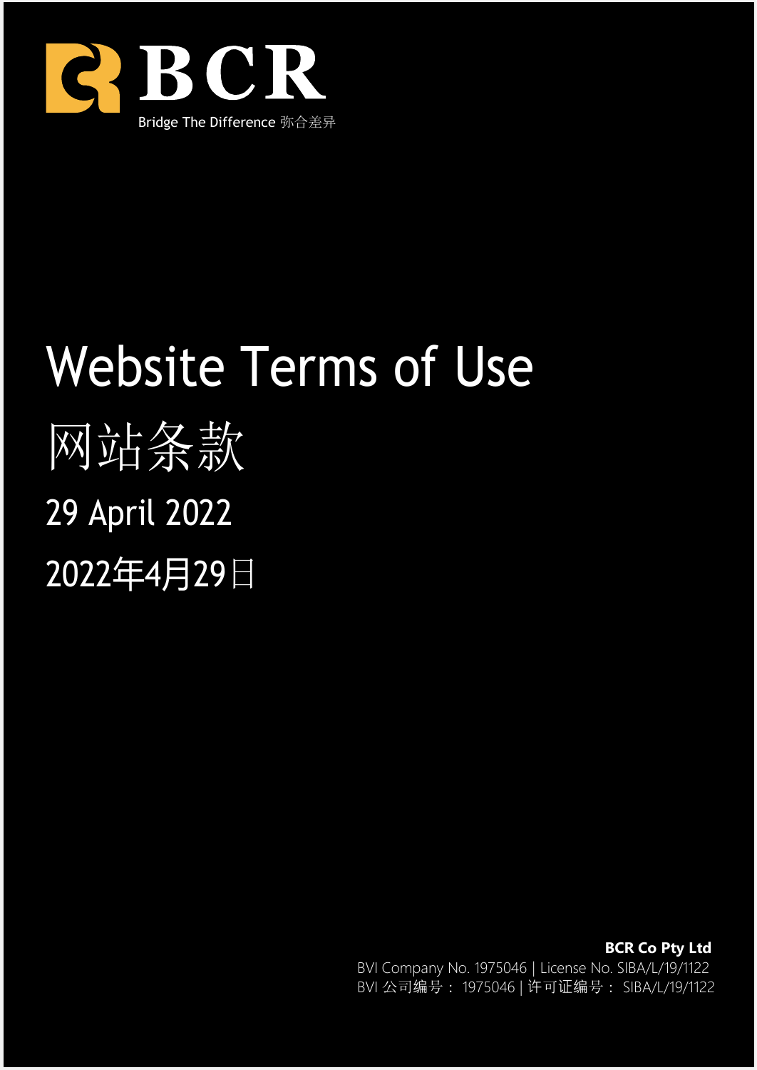BCR

Bridge The Difference 弥合差异

# Website Terms of Use

# 网站条款

## 29 April 2022

## 2022年4月29日

**BCR Co Pty Ltd**

BVI Company No. 1975046 | License No. SIBA/L/19/1122

BVI 公司编号： 1975046 | 许可证编号： SIBA/L/19/1122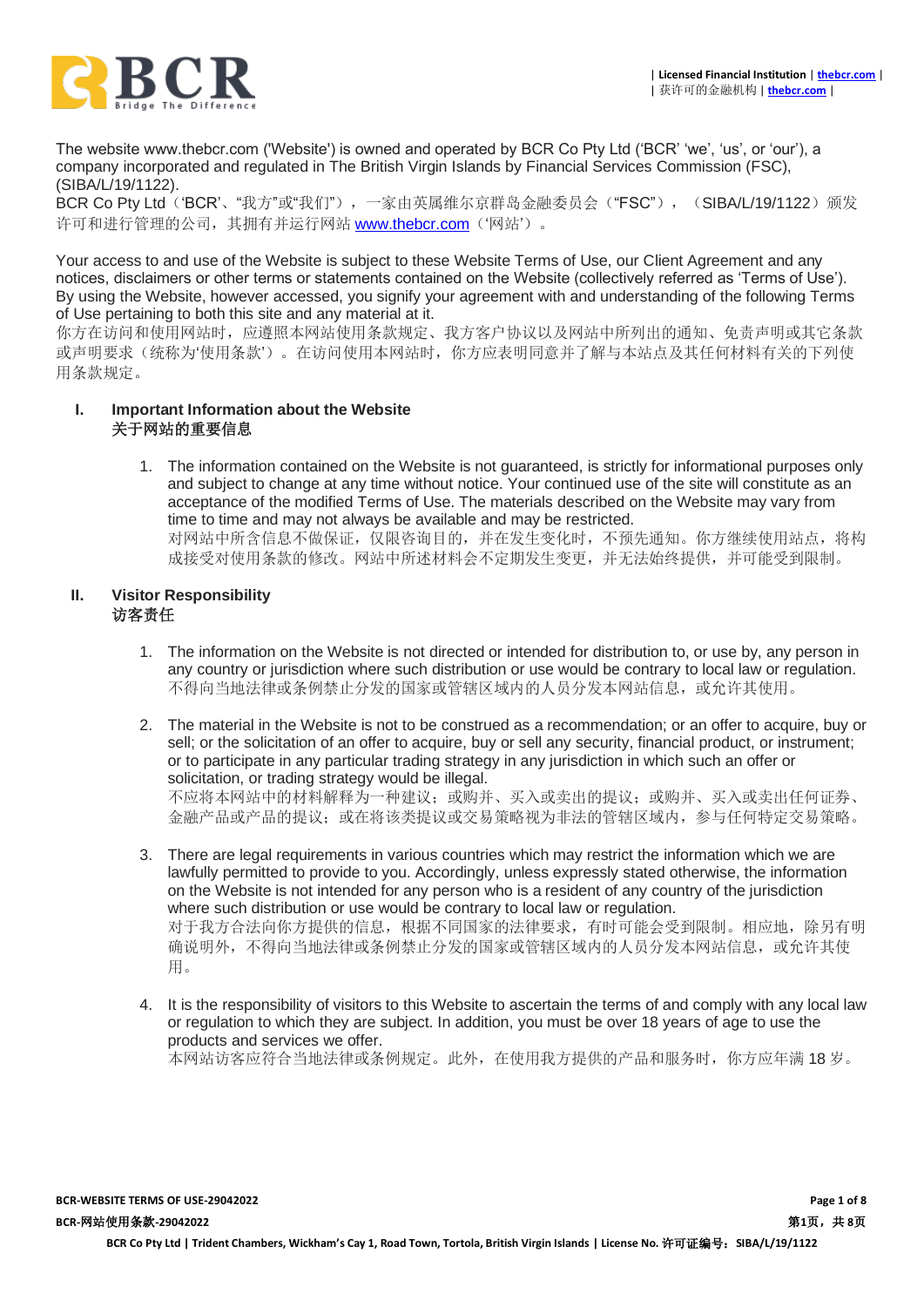The website www.thebcr.com ('Website') is owned and operated by BCR Co Pty Ltd ('BCR' 'we', 'us', or 'our'), a company incorporated and regulated in The British Virgin Islands by Financial Services Commission (FSC), (SIBA/L/19/1122).
BCR Co Pty Ltd（'BCR'、"我方"或"我们"），一家由英属维尔京群岛金融委员会（"FSC"），（SIBA/L/19/1122）颁发许可和进行管理的公司，其拥有并运行网站 www.thebcr.com（'网站'）。

Your access to and use of the Website is subject to these Website Terms of Use, our Client Agreement and any notices, disclaimers or other terms or statements contained on the Website (collectively referred as 'Terms of Use'). By using the Website, however accessed, you signify your agreement with and understanding of the following Terms of Use pertaining to both this site and any material at it.
你方在访问和使用网站时，应遵照本网站使用条款规定、我方客户协议以及网站中所列出的通知、免责声明或其它条款或声明要求（统称为'使用条款'）。在访问使用本网站时，你方应表明同意并了解与本站点及其任何材料有关的下列使用条款规定。

## I. Important Information about the Website
## 关于网站的重要信息

1. The information contained on the Website is not guaranteed, is strictly for informational purposes only and subject to change at any time without notice. Your continued use of the site will constitute as an acceptance of the modified Terms of Use. The materials described on the Website may vary from time to time and may not always be available and may be restricted.
   对网站中所含信息不做保证，仅限咨询目的，并在发生变化时，不预先通知。你方继续使用站点，将构成接受对使用条款的修改。网站中所述材料会不定期发生变更，并无法始终提供，并可能受到限制。

## II. Visitor Responsibility
## 访客责任

1. The information on the Website is not directed or intended for distribution to, or use by, any person in any country or jurisdiction where such distribution or use would be contrary to local law or regulation.
   不得向当地法律或条例禁止分发的国家或管辖区域内的人员分发本网站信息，或允许其使用。

2. The material in the Website is not to be construed as a recommendation; or an offer to acquire, buy or sell; or the solicitation of an offer to acquire, buy or sell any security, financial product, or instrument; or to participate in any particular trading strategy in any jurisdiction in which such an offer or solicitation, or trading strategy would be illegal.
   不应将本网站中的材料解释为一种建议；或购并、买入或卖出的提议；或购并、买入或卖出任何证券、金融产品或产品的提议；或在将该类提议或交易策略视为非法的管辖区域内，参与任何特定交易策略。

3. There are legal requirements in various countries which may restrict the information which we are lawfully permitted to provide to you. Accordingly, unless expressly stated otherwise, the information on the Website is not intended for any person who is a resident of any country of the jurisdiction where such distribution or use would be contrary to local law or regulation.
   对于我方合法向你方提供的信息，根据不同国家的法律要求，有时可能会受到限制。相应地，除另有明确说明外，不得向当地法律或条例禁止分发的国家或管辖区域内的人员分发本网站信息，或允许其使用。

4. It is the responsibility of visitors to this Website to ascertain the terms of and comply with any local law or regulation to which they are subject. In addition, you must be over 18 years of age to use the products and services we offer.
   本网站访客应符合当地法律或条例规定。此外，在使用我方提供的产品和服务时，你方应年满 18 岁。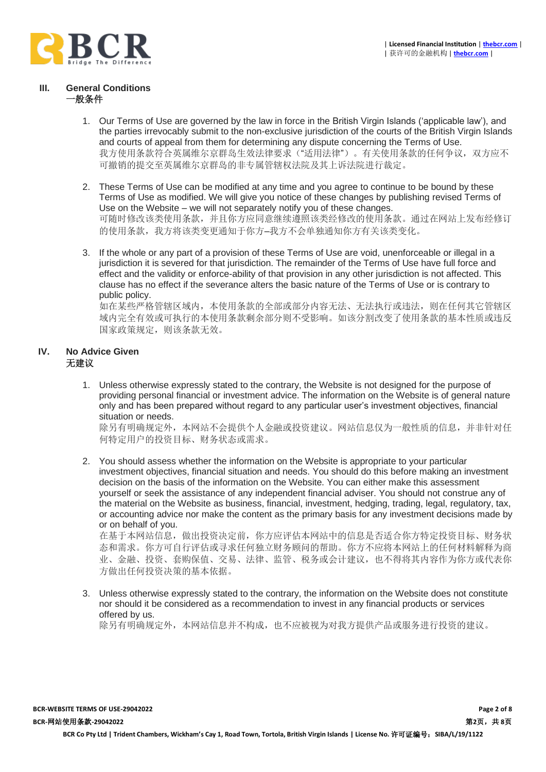## III. General Conditions
一般条件

1. Our Terms of Use are governed by the law in force in the British Virgin Islands ('applicable law'), and the parties irrevocably submit to the non-exclusive jurisdiction of the courts of the British Virgin Islands and courts of appeal from them for determining any dispute concerning the Terms of Use.
我方使用条款符合英属维尔京群岛生效法律要求（"适用法律"）。有关使用条款的任何争议，双方应不可撤销的提交至英属维尔京群岛的非专属管辖权法院及其上诉法院进行裁定。

2. These Terms of Use can be modified at any time and you agree to continue to be bound by these Terms of Use as modified. We will give you notice of these changes by publishing revised Terms of Use on the Website – we will not separately notify you of these changes.
可随时修改该类使用条款，并且你方应同意继续遵照该类经修改的使用条款。通过在网站上发布经修订的使用条款，我方将该类变更通知于你方–我方不会单独通知你方有关该类变化。

3. If the whole or any part of a provision of these Terms of Use are void, unenforceable or illegal in a jurisdiction it is severed for that jurisdiction. The remainder of the Terms of Use have full force and effect and the validity or enforce-ability of that provision in any other jurisdiction is not affected. This clause has no effect if the severance alters the basic nature of the Terms of Use or is contrary to public policy.
如在某些严格管辖区域内，本使用条款的全部或部分内容无法、无法执行或违法，则在任何其它管辖区域内完全有效或可执行的本使用条款剩余部分则不受影响。如该分割改变了使用条款的基本性质或违反国家政策规定，则该条款无效。

## IV. No Advice Given
无建议

1. Unless otherwise expressly stated to the contrary, the Website is not designed for the purpose of providing personal financial or investment advice. The information on the Website is of general nature only and has been prepared without regard to any particular user's investment objectives, financial situation or needs.
除另有明确规定外，本网站不会提供个人金融或投资建议。网站信息仅为一般性质的信息，并非针对任何特定用户的投资目标、财务状态或需求。

2. You should assess whether the information on the Website is appropriate to your particular investment objectives, financial situation and needs. You should do this before making an investment decision on the basis of the information on the Website. You can either make this assessment yourself or seek the assistance of any independent financial adviser. You should not construe any of the material on the Website as business, financial, investment, hedging, trading, legal, regulatory, tax, or accounting advice nor make the content as the primary basis for any investment decisions made by or on behalf of you.
在基于本网站信息，做出投资决定前，你方应评估本网站中的信息是否适合你方特定投资目标、财务状态和需求。你方可自行评估或寻求任何独立财务顾问的帮助。你方不应将本网站上的任何材料解释为商业、金融、投资、套购保值、交易、法律、监管、税务或会计建议，也不得将其内容作为你方或代表你方做出任何投资决策的基本依据。

3. Unless otherwise expressly stated to the contrary, the information on the Website does not constitute nor should it be considered as a recommendation to invest in any financial products or services offered by us.
除另有明确规定外，本网站信息并不构成，也不应被视为对我方提供产品或服务进行投资的建议。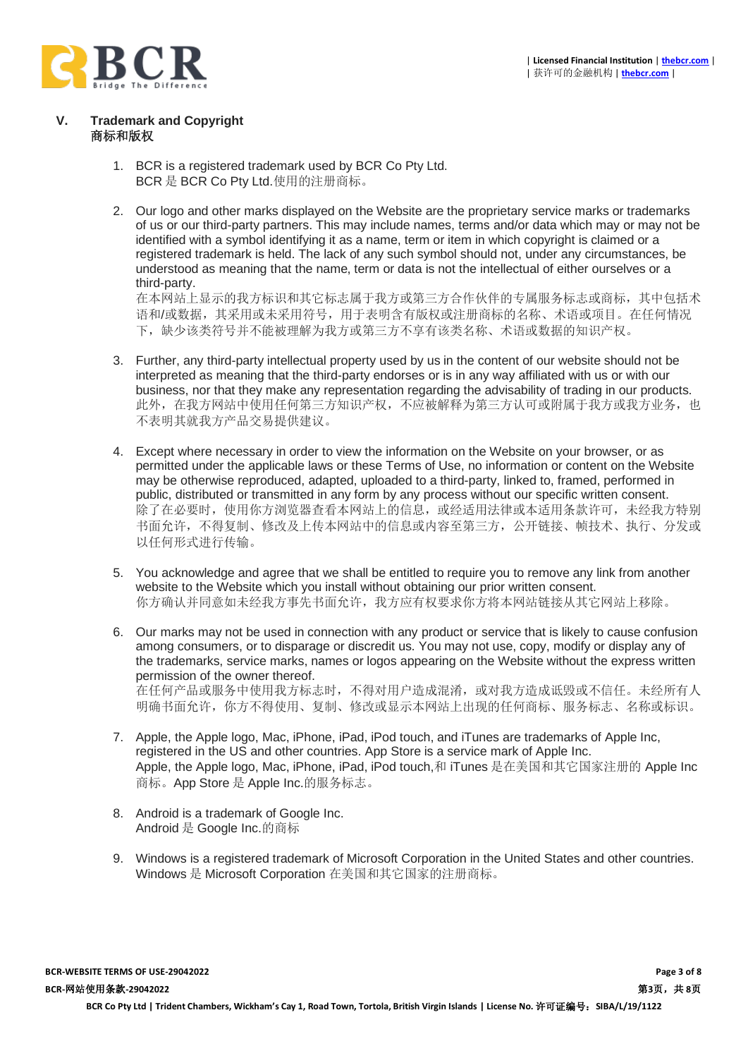## V. Trademark and Copyright
## 商标和版权

1. BCR is a registered trademark used by BCR Co Pty Ltd.
   BCR 是 BCR Co Pty Ltd.使用的注册商标。

2. Our logo and other marks displayed on the Website are the proprietary service marks or trademarks of us or our third-party partners. This may include names, terms and/or data which may or may not be identified with a symbol identifying it as a name, term or item in which copyright is claimed or a registered trademark is held. The lack of any such symbol should not, under any circumstances, be understood as meaning that the name, term or data is not the intellectual of either ourselves or a third-party.
   在本网站上显示的我方标识和其它标志属于我方或第三方合作伙伴的专属服务标志或商标，其中包括术语和/或数据，其采用或未采用符号，用于表明含有版权或注册商标的名称、术语或项目。在任何情况下，缺少该类符号并不能被理解为我方或第三方不享有该类名称、术语或数据的知识产权。

3. Further, any third-party intellectual property used by us in the content of our website should not be interpreted as meaning that the third-party endorses or is in any way affiliated with us or with our business, nor that they make any representation regarding the advisability of trading in our products.
   此外，在我方网站中使用任何第三方知识产权，不应被解释为第三方认可或附属于我方或我方业务，也不表明其就我方产品交易提供建议。

4. Except where necessary in order to view the information on the Website on your browser, or as permitted under the applicable laws or these Terms of Use, no information or content on the Website may be otherwise reproduced, adapted, uploaded to a third-party, linked to, framed, performed in public, distributed or transmitted in any form by any process without our specific written consent.
   除了在必要时，使用你方浏览器查看本网站上的信息，或经适用法律或本适用条款许可，未经我方特别书面允许，不得复制、修改及上传本网站中的信息或内容至第三方，公开链接、帧技术、执行、分发或以任何形式进行传输。

5. You acknowledge and agree that we shall be entitled to require you to remove any link from another website to the Website which you install without obtaining our prior written consent.
   你方确认并同意如未经我方事先书面允许，我方应有权要求你方将本网站链接从其它网站上移除。

6. Our marks may not be used in connection with any product or service that is likely to cause confusion among consumers, or to disparage or discredit us. You may not use, copy, modify or display any of the trademarks, service marks, names or logos appearing on the Website without the express written permission of the owner thereof.
   在任何产品或服务中使用我方标志时，不得对用户造成混淆，或对我方造成诋毁或不信任。未经所有人明确书面允许，你方不得使用、复制、修改或显示本网站上出现的任何商标、服务标志、名称或标识。

7. Apple, the Apple logo, Mac, iPhone, iPad, iPod touch, and iTunes are trademarks of Apple Inc, registered in the US and other countries. App Store is a service mark of Apple Inc.
   Apple, the Apple logo, Mac, iPhone, iPad, iPod touch,和 iTunes 是在美国和其它国家注册的 Apple Inc 商标。App Store 是 Apple Inc.的服务标志。

8. Android is a trademark of Google Inc.
   Android 是 Google Inc.的商标

9. Windows is a registered trademark of Microsoft Corporation in the United States and other countries.
   Windows 是 Microsoft Corporation 在美国和其它国家的注册商标。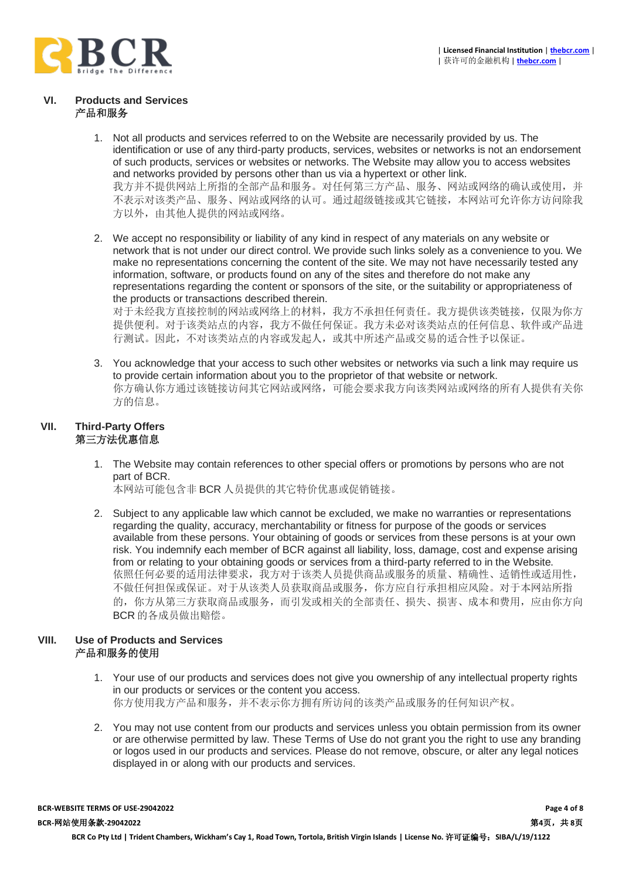## VI. Products and Services
## 产品和服务

1. Not all products and services referred to on the Website are necessarily provided by us. The identification or use of any third-party products, services, websites or networks is not an endorsement of such products, services or websites or networks. The Website may allow you to access websites and networks provided by persons other than us via a hypertext or other link.
   我方并不提供网站上所指的全部产品和服务。对任何第三方产品、服务、网站或网络的确认或使用，并不表示对该类产品、服务、网站或网络的认可。通过超级链接或其它链接，本网站可允许你方访问除我方以外，由其他人提供的网站或网络。

2. We accept no responsibility or liability of any kind in respect of any materials on any website or network that is not under our direct control. We provide such links solely as a convenience to you. We make no representations concerning the content of the site. We may not have necessarily tested any information, software, or products found on any of the sites and therefore do not make any representations regarding the content or sponsors of the site, or the suitability or appropriateness of the products or transactions described therein.
   对于未经我方直接控制的网站或网络上的材料，我方不承担任何责任。我方提供该类链接，仅限为你方提供便利。对于该类站点的内容，我方不做任何保证。我方未必对该类站点的任何信息、软件或产品进行测试。因此，不对该类站点的内容或发起人，或其中所述产品或交易的适合性予以保证。

3. You acknowledge that your access to such other websites or networks via such a link may require us to provide certain information about you to the proprietor of that website or network.
   你方确认你方通过该链接访问其它网站或网络，可能会要求我方向该类网站或网络的所有人提供有关你方的信息。

## VII. Third-Party Offers
## 第三方法优惠信息

1. The Website may contain references to other special offers or promotions by persons who are not part of BCR.
   本网站可能包含非 BCR 人员提供的其它特价优惠或促销链接。

2. Subject to any applicable law which cannot be excluded, we make no warranties or representations regarding the quality, accuracy, merchantability or fitness for purpose of the goods or services available from these persons. Your obtaining of goods or services from these persons is at your own risk. You indemnify each member of BCR against all liability, loss, damage, cost and expense arising from or relating to your obtaining goods or services from a third-party referred to in the Website.
   依照任何必要的适用法律要求，我方对于该类人员提供商品或服务的质量、精确性、适销性或适用性，不做任何担保或保证。对于从该类人员获取商品或服务，你方应自行承担相应风险。对于本网站所指的，你方从第三方获取商品或服务，而引发或相关的全部责任、损失、损害、成本和费用，应由你方向 BCR 的各成员做出赔偿。

## VIII. Use of Products and Services
## 产品和服务的使用

1. Your use of our products and services does not give you ownership of any intellectual property rights in our products or services or the content you access.
   你方使用我方产品和服务，并不表示你方拥有所访问的该类产品或服务的任何知识产权。

2. You may not use content from our products and services unless you obtain permission from its owner or are otherwise permitted by law. These Terms of Use do not grant you the right to use any branding or logos used in our products and services. Please do not remove, obscure, or alter any legal notices displayed in or along with our products and services.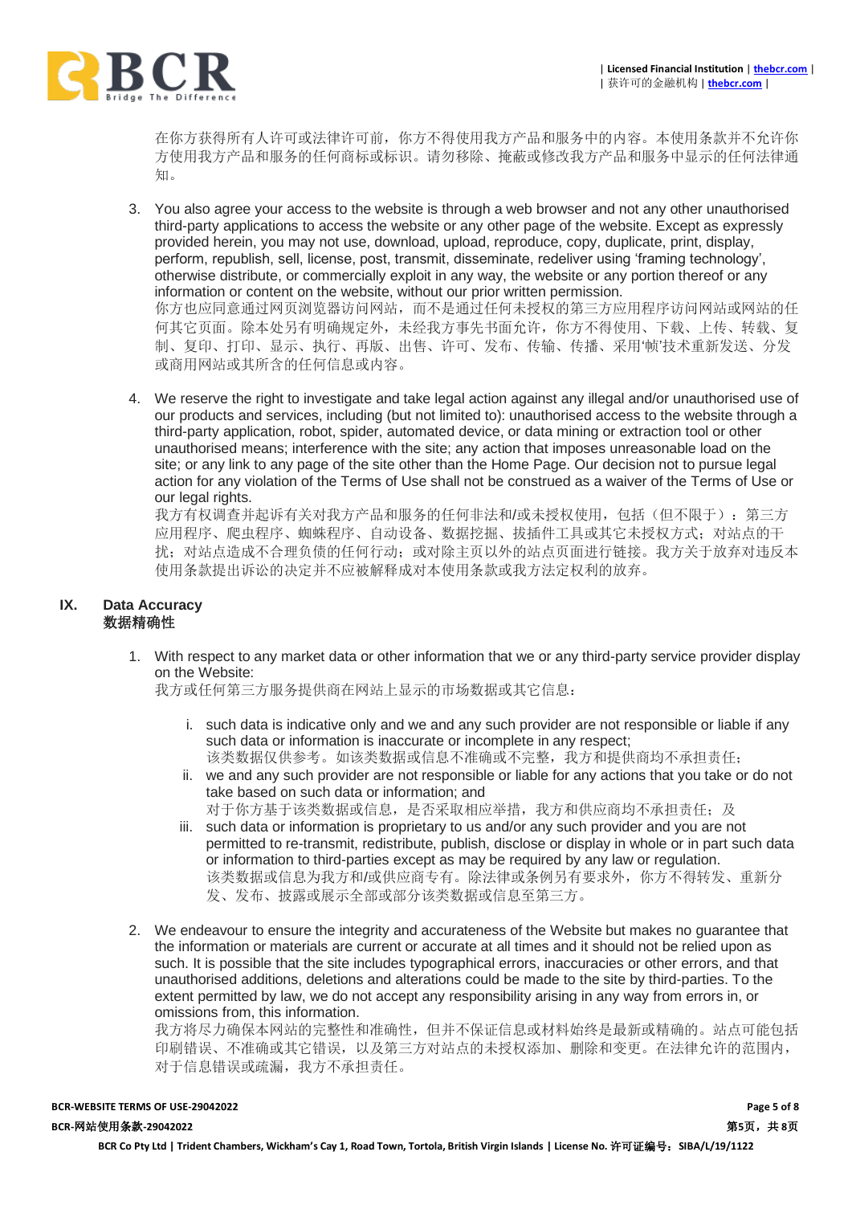在你方获得所有人许可或法律许可前，你方不得使用我方产品和服务中的内容。本使用条款并不允许你方使用我方产品和服务的任何商标或标识。请勿移除、掩蔽或修改我方产品和服务中显示的任何法律通知。

3. You also agree your access to the website is through a web browser and not any other unauthorised third-party applications to access the website or any other page of the website. Except as expressly provided herein, you may not use, download, upload, reproduce, copy, duplicate, print, display, perform, republish, sell, license, post, transmit, disseminate, redeliver using 'framing technology', otherwise distribute, or commercially exploit in any way, the website or any portion thereof or any information or content on the website, without our prior written permission.
你方也应同意通过网页浏览器访问网站，而不是通过任何未授权的第三方应用程序访问网站或网站的任何其它页面。除本处另有明确规定外，未经我方事先书面允许，你方不得使用、下载、上传、转载、复制、复印、打印、显示、执行、再版、出售、许可、发布、传输、传播、采用'帧'技术重新发送、分发或商用网站或其所含的任何信息或内容。

4. We reserve the right to investigate and take legal action against any illegal and/or unauthorised use of our products and services, including (but not limited to): unauthorised access to the website through a third-party application, robot, spider, automated device, or data mining or extraction tool or other unauthorised means; interference with the site; any action that imposes unreasonable load on the site; or any link to any page of the site other than the Home Page. Our decision not to pursue legal action for any violation of the Terms of Use shall not be construed as a waiver of the Terms of Use or our legal rights.
我方有权调查并起诉有关对我方产品和服务的任何非法和/或未授权使用，包括（但不限于）：第三方应用程序、爬虫程序、蜘蛛程序、自动设备、数据挖掘、拔插件工具或其它未授权方式；对站点的干扰；对站点造成不合理负债的任何行动；或对除主页以外的站点页面进行链接。我方关于放弃对违反本使用条款提出诉讼的决定并不应被解释成对本使用条款或我方法定权利的放弃。

## IX. Data Accuracy 数据精确性

1. With respect to any market data or other information that we or any third-party service provider display on the Website:
我方或任何第三方服务提供商在网站上显示的市场数据或其它信息：

   i. such data is indicative only and we and any such provider are not responsible or liable if any such data or information is inaccurate or incomplete in any respect;
   该类数据仅供参考。如该类数据或信息不准确或不完整，我方和提供商均不承担责任；

   ii. we and any such provider are not responsible or liable for any actions that you take or do not take based on such data or information; and
   对于你方基于该类数据或信息，是否采取相应举措，我方和供应商均不承担责任；及

   iii. such data or information is proprietary to us and/or any such provider and you are not permitted to re-transmit, redistribute, publish, disclose or display in whole or in part such data or information to third-parties except as may be required by any law or regulation.
   该类数据或信息为我方和/或供应商专有。除法律或条例另有要求外，你方不得转发、重新分发、发布、披露或展示全部或部分该类数据或信息至第三方。

2. We endeavour to ensure the integrity and accurateness of the Website but makes no guarantee that the information or materials are current or accurate at all times and it should not be relied upon as such. It is possible that the site includes typographical errors, inaccuracies or other errors, and that unauthorised additions, deletions and alterations could be made to the site by third-parties. To the extent permitted by law, we do not accept any responsibility arising in any way from errors in, or omissions from, this information.
我方将尽力确保本网站的完整性和准确性，但并不保证信息或材料始终是最新或精确的。站点可能包括印刷错误、不准确或其它错误，以及第三方对站点的未授权添加、删除和变更。在法律允许的范围内，对于信息错误或疏漏，我方不承担责任。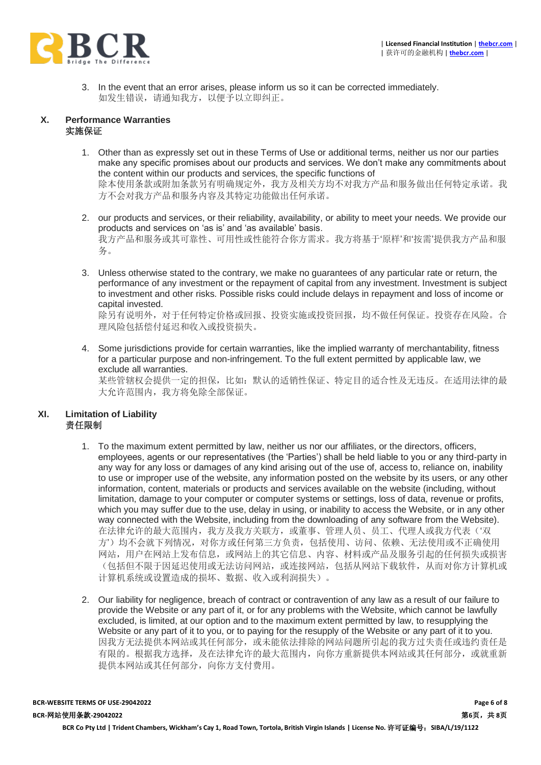3. In the event that an error arises, please inform us so it can be corrected immediately.
如发生错误，请通知我方，以便予以立即纠正。

## X. Performance Warranties
## 实施保证

1. Other than as expressly set out in these Terms of Use or additional terms, neither us nor our parties make any specific promises about our products and services. We don't make any commitments about the content within our products and services, the specific functions of
除本使用条款或附加条款另有明确规定外，我方及相关方均不对我方产品和服务做出任何特定承诺。我方不会对我方产品和服务内容及其特定功能做出任何承诺。

2. our products and services, or their reliability, availability, or ability to meet your needs. We provide our products and services on 'as is' and 'as available' basis.
我方产品和服务或其可靠性、可用性或性能符合你方需求。我方将基于'原样'和'按需'提供我方产品和服务。

3. Unless otherwise stated to the contrary, we make no guarantees of any particular rate or return, the performance of any investment or the repayment of capital from any investment. Investment is subject to investment and other risks. Possible risks could include delays in repayment and loss of income or capital invested.
除另有说明外，对于任何特定价格或回报、投资实施或投资回报，均不做任何保证。投资存在风险。合理风险包括偿付延迟和收入或投资损失。

4. Some jurisdictions provide for certain warranties, like the implied warranty of merchantability, fitness for a particular purpose and non-infringement. To the full extent permitted by applicable law, we exclude all warranties.
某些管辖权会提供一定的担保，比如：默认的适销性保证、特定目的适合性及无违反。在适用法律的最大允许范围内，我方将免除全部保证。

## XI. Limitation of Liability
## 责任限制

1. To the maximum extent permitted by law, neither us nor our affiliates, or the directors, officers, employees, agents or our representatives (the 'Parties') shall be held liable to you or any third-party in any way for any loss or damages of any kind arising out of the use of, access to, reliance on, inability to use or improper use of the website, any information posted on the website by its users, or any other information, content, materials or products and services available on the website (including, without limitation, damage to your computer or computer systems or settings, loss of data, revenue or profits, which you may suffer due to the use, delay in using, or inability to access the Website, or in any other way connected with the Website, including from the downloading of any software from the Website).
在法律允许的最大范围内，我方及我方关联方，或董事、管理人员、员工、代理人或我方代表（'双方'）均不会就下列情况，对你方或任何第三方负责，包括使用、访问、依赖、无法使用或不正确使用网站，用户在网站上发布信息，或网站上的其它信息、内容、材料或产品及服务引起的任何损失或损害（包括但不限于因延迟使用或无法访问网站，或连接网站，包括从网站下载软件，从而对你方计算机或计算机系统或设置造成的损坏、数据、收入或利润损失）。

2. Our liability for negligence, breach of contract or contravention of any law as a result of our failure to provide the Website or any part of it, or for any problems with the Website, which cannot be lawfully excluded, is limited, at our option and to the maximum extent permitted by law, to resupplying the Website or any part of it to you, or to paying for the resupply of the Website or any part of it to you.
因我方无法提供本网站或其任何部分，或未能依法排除的网站问题所引起的我方过失责任或违约责任是有限的。根据我方选择，及在法律允许的最大范围内，向你方重新提供本网站或其任何部分，或就重新提供本网站或其任何部分，向你方支付费用。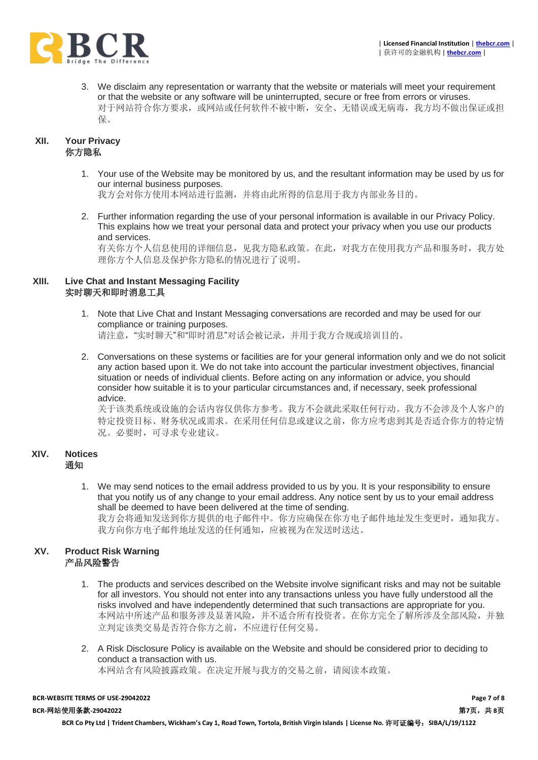3. We disclaim any representation or warranty that the website or materials will meet your requirement or that the website or any software will be uninterrupted, secure or free from errors or viruses.
   对于网站符合你方要求，或网站或任何软件不被中断，安全、无错误或无病毒，我方均不做出保证或担保。

## XII. Your Privacy
## 你方隐私

1. Your use of the Website may be monitored by us, and the resultant information may be used by us for our internal business purposes.
   我方会对你方使用本网站进行监测，并将由此所得的信息用于我方内部业务目的。

2. Further information regarding the use of your personal information is available in our Privacy Policy. This explains how we treat your personal data and protect your privacy when you use our products and services.
   有关你方个人信息使用的详细信息，见我方隐私政策。在此，对我方在使用我方产品和服务时，我方处理你方个人信息及保护你方隐私的情况进行了说明。

## XIII. Live Chat and Instant Messaging Facility
## 实时聊天和即时消息工具

1. Note that Live Chat and Instant Messaging conversations are recorded and may be used for our compliance or training purposes.
   请注意，“实时聊天”和“即时消息”对话会被记录，并用于我方合规或培训目的。

2. Conversations on these systems or facilities are for your general information only and we do not solicit any action based upon it. We do not take into account the particular investment objectives, financial situation or needs of individual clients. Before acting on any information or advice, you should consider how suitable it is to your particular circumstances and, if necessary, seek professional advice.
   关于该类系统或设施的会话内容仅供你方参考。我方不会就此采取任何行动。我方不会涉及个人客户的特定投资目标、财务状况或需求。在采用任何信息或建议之前，你方应考虑到其是否适合你方的特定情况。必要时，可寻求专业建议。

## XIV. Notices
## 通知

1. We may send notices to the email address provided to us by you. It is your responsibility to ensure that you notify us of any change to your email address. Any notice sent by us to your email address shall be deemed to have been delivered at the time of sending.
   我方会将通知发送到你方提供的电子邮件中。你方应确保在你方电子邮件地址发生变更时，通知我方。我方向你方电子邮件地址发送的任何通知，应被视为在发送时送达。

## XV. Product Risk Warning
## 产品风险警告

1. The products and services described on the Website involve significant risks and may not be suitable for all investors. You should not enter into any transactions unless you have fully understood all the risks involved and have independently determined that such transactions are appropriate for you.
   本网站中所述产品和服务涉及显著风险，并不适合所有投资者。在你方完全了解所涉及全部风险，并独立判定该类交易是否符合你方之前，不应进行任何交易。

2. A Risk Disclosure Policy is available on the Website and should be considered prior to deciding to conduct a transaction with us.
   本网站含有风险披露政策。在决定开展与我方的交易之前，请阅读本政策。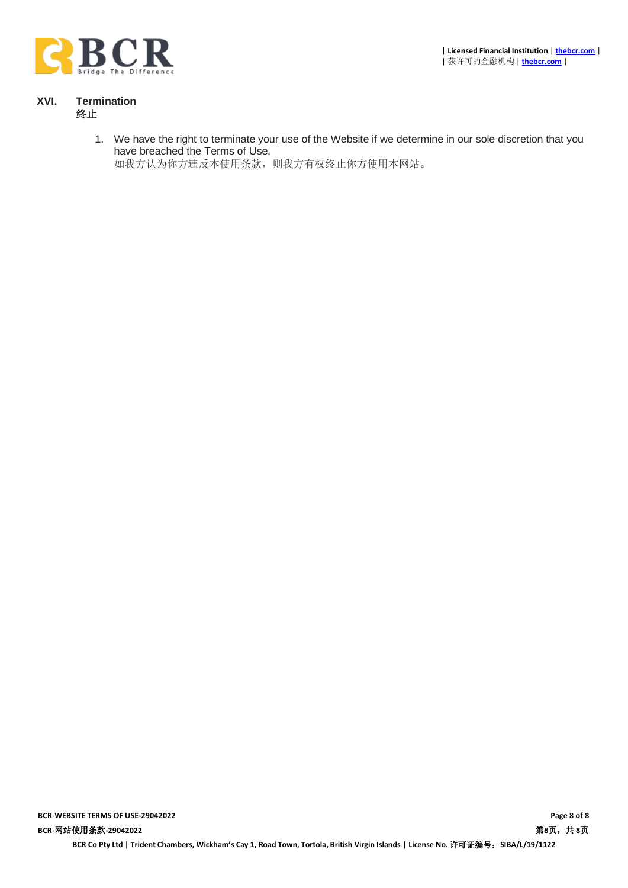## XVI. Termination
终止

1. We have the right to terminate your use of the Website if we determine in our sole discretion that you have breached the Terms of Use.
   如我方认为你方违反本使用条款，则我方有权终止你方使用本网站。